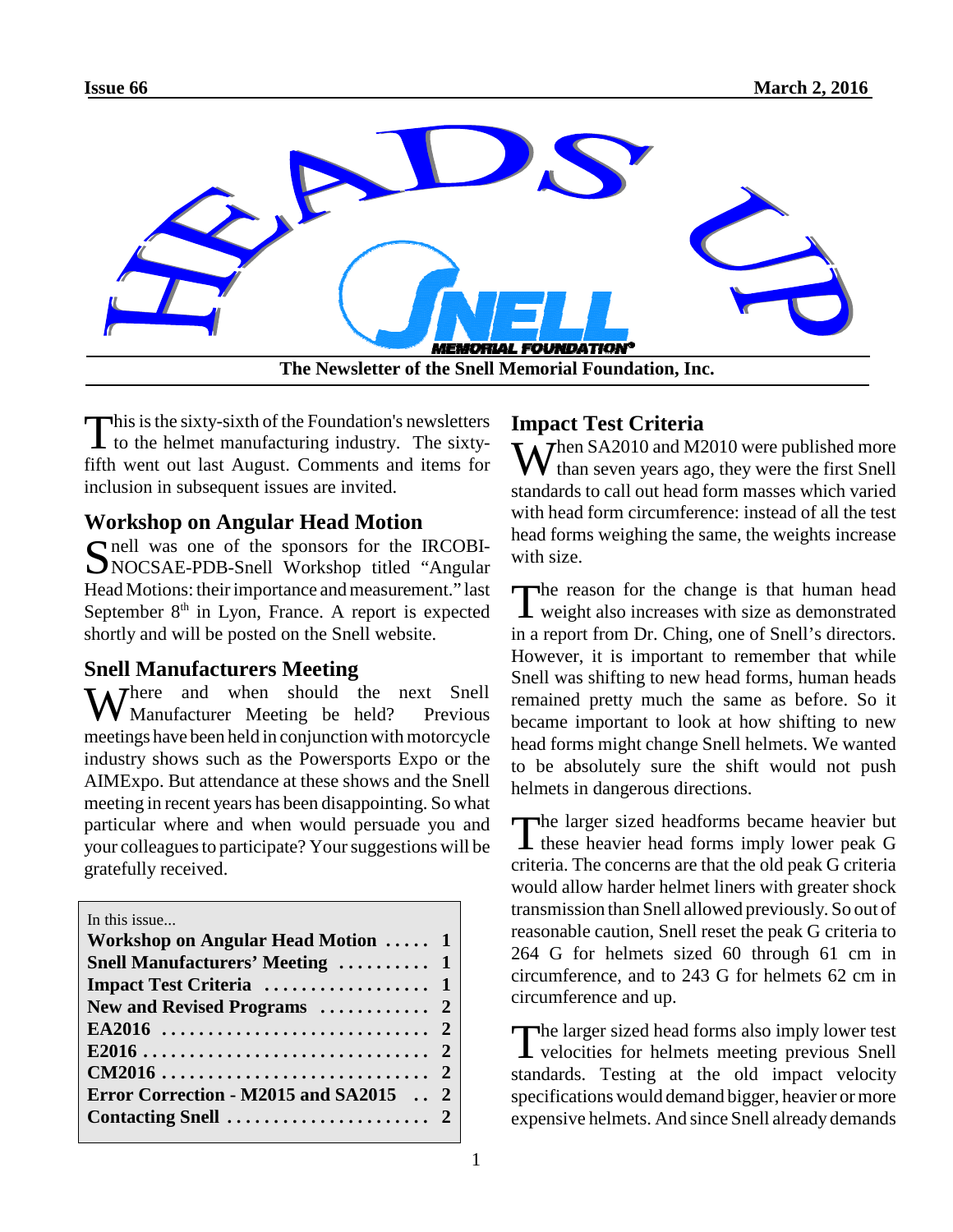Issue 66 March 2, 2016

# HEADS UP

The Newsletter of the Snell Memorial Foundation, Inc.

This is the sixty-sixth of the Foundation's newsletters to the helmet manufacturing industry. The sixty-fifth went out last August. Comments and items for inclusion in subsequent issues are invited.

## Workshop on Angular Head Motion

Snell was one of the sponsors for the IRCOBI-NOCSAE-PDB-Snell Workshop titled "Angular Head Motions: their importance and measurement." last September 8th in Lyon, France. A report is expected shortly and will be posted on the Snell website.

## Snell Manufacturers Meeting

Where and when should the next Snell Manufacturer Meeting be held? Previous meetings have been held in conjunction with motorcycle industry shows such as the Powersports Expo or the AIMExpo. But attendance at these shows and the Snell meeting in recent years has been disappointing. So what particular where and when would persuade you and your colleagues to participate? Your suggestions will be gratefully received.

In this issue...

| | |
|---|---|
| **Workshop on Angular Head Motion** | **1** |
| **Snell Manufacturers' Meeting** | **1** |
| **Impact Test Criteria** | **1** |
| **New and Revised Programs** | **2** |
| **EA2016** | **2** |
| **E2016** | **2** |
| **CM2016** | **2** |
| **Error Correction - M2015 and SA2015** | **2** |
| **Contacting Snell** | **2** |

## Impact Test Criteria

When SA2010 and M2010 were published more than seven years ago, they were the first Snell standards to call out head form masses which varied with head form circumference: instead of all the test head forms weighing the same, the weights increase with size.

The reason for the change is that human head weight also increases with size as demonstrated in a report from Dr. Ching, one of Snell's directors. However, it is important to remember that while Snell was shifting to new head forms, human heads remained pretty much the same as before. So it became important to look at how shifting to new head forms might change Snell helmets. We wanted to be absolutely sure the shift would not push helmets in dangerous directions.

The larger sized headforms became heavier but these heavier head forms imply lower peak G criteria. The concerns are that the old peak G criteria would allow harder helmet liners with greater shock transmission than Snell allowed previously. So out of reasonable caution, Snell reset the peak G criteria to 264 G for helmets sized 60 through 61 cm in circumference, and to 243 G for helmets 62 cm in circumference and up.

The larger sized head forms also imply lower test velocities for helmets meeting previous Snell standards. Testing at the old impact velocity specifications would demand bigger, heavier or more expensive helmets. And since Snell already demands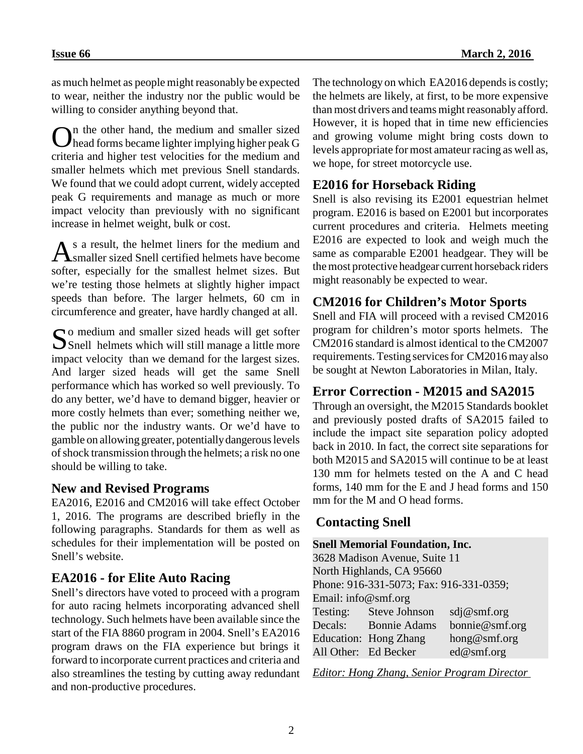as much helmet as people might reasonably be expected to wear, neither the industry nor the public would be willing to consider anything beyond that.

On the other hand, the medium and smaller sized head forms became lighter implying higher peak G criteria and higher test velocities for the medium and smaller helmets which met previous Snell standards. We found that we could adopt current, widely accepted peak G requirements and manage as much or more impact velocity than previously with no significant increase in helmet weight, bulk or cost.

As a result, the helmet liners for the medium and smaller sized Snell certified helmets have become softer, especially for the smallest helmet sizes. But we're testing those helmets at slightly higher impact speeds than before. The larger helmets, 60 cm in circumference and greater, have hardly changed at all.

So medium and smaller sized heads will get softer Snell helmets which will still manage a little more impact velocity than we demand for the largest sizes. And larger sized heads will get the same Snell performance which has worked so well previously. To do any better, we'd have to demand bigger, heavier or more costly helmets than ever; something neither we, the public nor the industry wants. Or we'd have to gamble on allowing greater, potentially dangerous levels of shock transmission through the helmets; a risk no one should be willing to take.

## New and Revised Programs

EA2016, E2016 and CM2016 will take effect October 1, 2016. The programs are described briefly in the following paragraphs. Standards for them as well as schedules for their implementation will be posted on Snell's website.

## EA2016 - for Elite Auto Racing

Snell's directors have voted to proceed with a program for auto racing helmets incorporating advanced shell technology. Such helmets have been available since the start of the FIA 8860 program in 2004. Snell's EA2016 program draws on the FIA experience but brings it forward to incorporate current practices and criteria and also streamlines the testing by cutting away redundant and non-productive procedures.

The technology on which EA2016 depends is costly; the helmets are likely, at first, to be more expensive than most drivers and teams might reasonably afford. However, it is hoped that in time new efficiencies and growing volume might bring costs down to levels appropriate for most amateur racing as well as, we hope, for street motorcycle use.

## E2016 for Horseback Riding

Snell is also revising its E2001 equestrian helmet program. E2016 is based on E2001 but incorporates current procedures and criteria. Helmets meeting E2016 are expected to look and weigh much the same as comparable E2001 headgear. They will be the most protective headgear current horseback riders might reasonably be expected to wear.

## CM2016 for Children's Motor Sports

Snell and FIA will proceed with a revised CM2016 program for children's motor sports helmets. The CM2016 standard is almost identical to the CM2007 requirements. Testing services for CM2016 may also be sought at Newton Laboratories in Milan, Italy.

## Error Correction - M2015 and SA2015

Through an oversight, the M2015 Standards booklet and previously posted drafts of SA2015 failed to include the impact site separation policy adopted back in 2010. In fact, the correct site separations for both M2015 and SA2015 will continue to be at least 130 mm for helmets tested on the A and C head forms, 140 mm for the E and J head forms and 150 mm for the M and O head forms.

## Contacting Snell

**Snell Memorial Foundation, Inc.**
3628 Madison Avenue, Suite 11
North Highlands, CA 95660
Phone: 916-331-5073; Fax: 916-331-0359;
Email: info@smf.org

| | | |
|---|---|---|
| Testing: | Steve Johnson | sdj@smf.org |
| Decals: | Bonnie Adams | bonnie@smf.org |
| Education: | Hong Zhang | hong@smf.org |
| All Other: | Ed Becker | ed@smf.org |

*Editor: Hong Zhang, Senior Program Director*